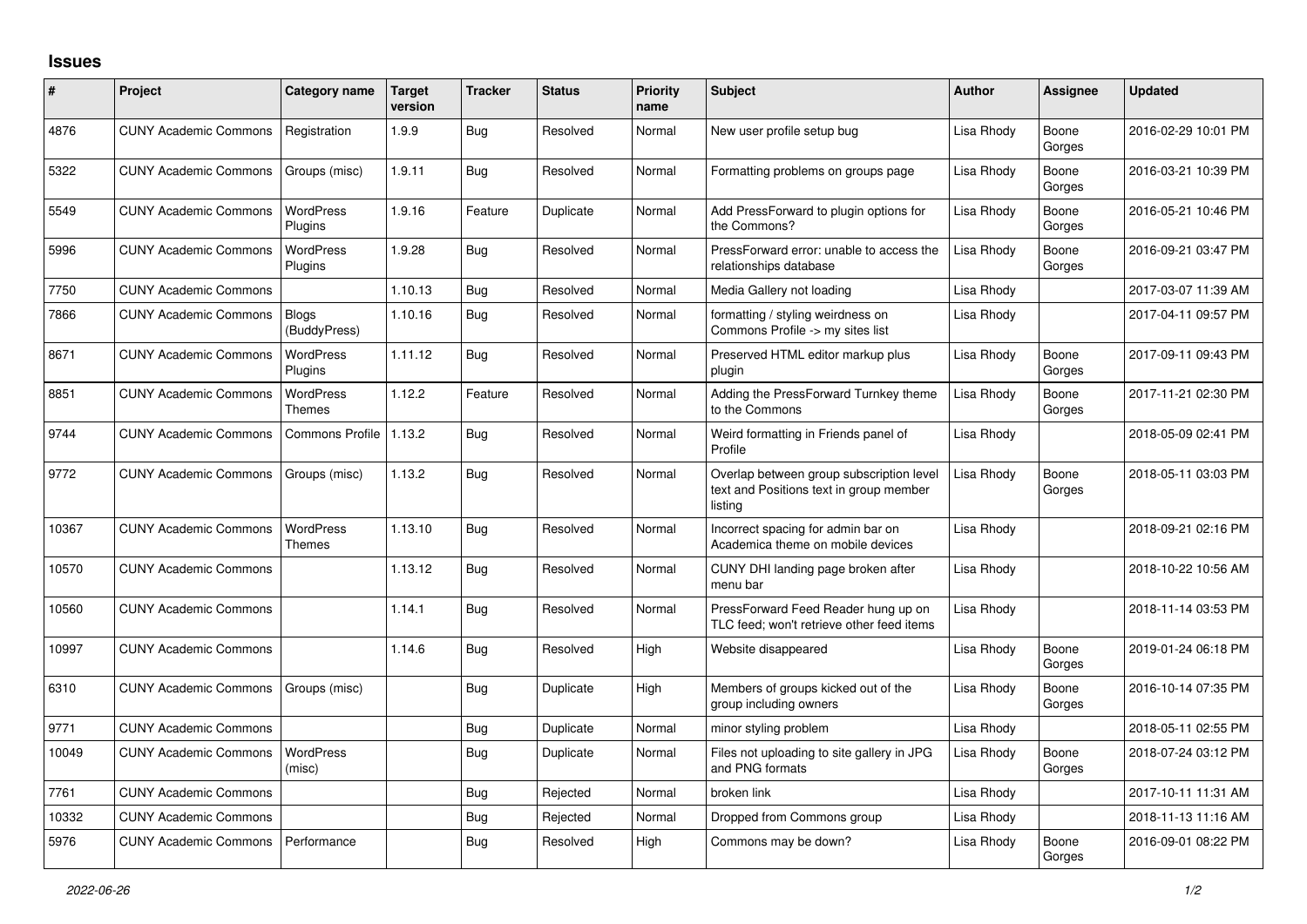## Issues

| # | Project | Category name | Target version | Tracker | Status | Priority name | Subject | Author | Assignee | Updated |
|---|---|---|---|---|---|---|---|---|---|---|
| 4876 | CUNY Academic Commons | Registration | 1.9.9 | Bug | Resolved | Normal | New user profile setup bug | Lisa Rhody | Boone Gorges | 2016-02-29 10:01 PM |
| 5322 | CUNY Academic Commons | Groups (misc) | 1.9.11 | Bug | Resolved | Normal | Formatting problems on groups page | Lisa Rhody | Boone Gorges | 2016-03-21 10:39 PM |
| 5549 | CUNY Academic Commons | WordPress Plugins | 1.9.16 | Feature | Duplicate | Normal | Add PressForward to plugin options for the Commons? | Lisa Rhody | Boone Gorges | 2016-05-21 10:46 PM |
| 5996 | CUNY Academic Commons | WordPress Plugins | 1.9.28 | Bug | Resolved | Normal | PressForward error: unable to access the relationships database | Lisa Rhody | Boone Gorges | 2016-09-21 03:47 PM |
| 7750 | CUNY Academic Commons | | 1.10.13 | Bug | Resolved | Normal | Media Gallery not loading | Lisa Rhody | | 2017-03-07 11:39 AM |
| 7866 | CUNY Academic Commons | Blogs (BuddyPress) | 1.10.16 | Bug | Resolved | Normal | formatting / styling weirdness on Commons Profile -> my sites list | Lisa Rhody | | 2017-04-11 09:57 PM |
| 8671 | CUNY Academic Commons | WordPress Plugins | 1.11.12 | Bug | Resolved | Normal | Preserved HTML editor markup plus plugin | Lisa Rhody | Boone Gorges | 2017-09-11 09:43 PM |
| 8851 | CUNY Academic Commons | WordPress Themes | 1.12.2 | Feature | Resolved | Normal | Adding the PressForward Turnkey theme to the Commons | Lisa Rhody | Boone Gorges | 2017-11-21 02:30 PM |
| 9744 | CUNY Academic Commons | Commons Profile | 1.13.2 | Bug | Resolved | Normal | Weird formatting in Friends panel of Profile | Lisa Rhody | | 2018-05-09 02:41 PM |
| 9772 | CUNY Academic Commons | Groups (misc) | 1.13.2 | Bug | Resolved | Normal | Overlap between group subscription level text and Positions text in group member listing | Lisa Rhody | Boone Gorges | 2018-05-11 03:03 PM |
| 10367 | CUNY Academic Commons | WordPress Themes | 1.13.10 | Bug | Resolved | Normal | Incorrect spacing for admin bar on Academica theme on mobile devices | Lisa Rhody | | 2018-09-21 02:16 PM |
| 10570 | CUNY Academic Commons | | 1.13.12 | Bug | Resolved | Normal | CUNY DHI landing page broken after menu bar | Lisa Rhody | | 2018-10-22 10:56 AM |
| 10560 | CUNY Academic Commons | | 1.14.1 | Bug | Resolved | Normal | PressForward Feed Reader hung up on TLC feed; won't retrieve other feed items | Lisa Rhody | | 2018-11-14 03:53 PM |
| 10997 | CUNY Academic Commons | | 1.14.6 | Bug | Resolved | High | Website disappeared | Lisa Rhody | Boone Gorges | 2019-01-24 06:18 PM |
| 6310 | CUNY Academic Commons | Groups (misc) | | Bug | Duplicate | High | Members of groups kicked out of the group including owners | Lisa Rhody | Boone Gorges | 2016-10-14 07:35 PM |
| 9771 | CUNY Academic Commons | | | Bug | Duplicate | Normal | minor styling problem | Lisa Rhody | | 2018-05-11 02:55 PM |
| 10049 | CUNY Academic Commons | WordPress (misc) | | Bug | Duplicate | Normal | Files not uploading to site gallery in JPG and PNG formats | Lisa Rhody | Boone Gorges | 2018-07-24 03:12 PM |
| 7761 | CUNY Academic Commons | | | Bug | Rejected | Normal | broken link | Lisa Rhody | | 2017-10-11 11:31 AM |
| 10332 | CUNY Academic Commons | | | Bug | Rejected | Normal | Dropped from Commons group | Lisa Rhody | | 2018-11-13 11:16 AM |
| 5976 | CUNY Academic Commons | Performance | | Bug | Resolved | High | Commons may be down? | Lisa Rhody | Boone Gorges | 2016-09-01 08:22 PM |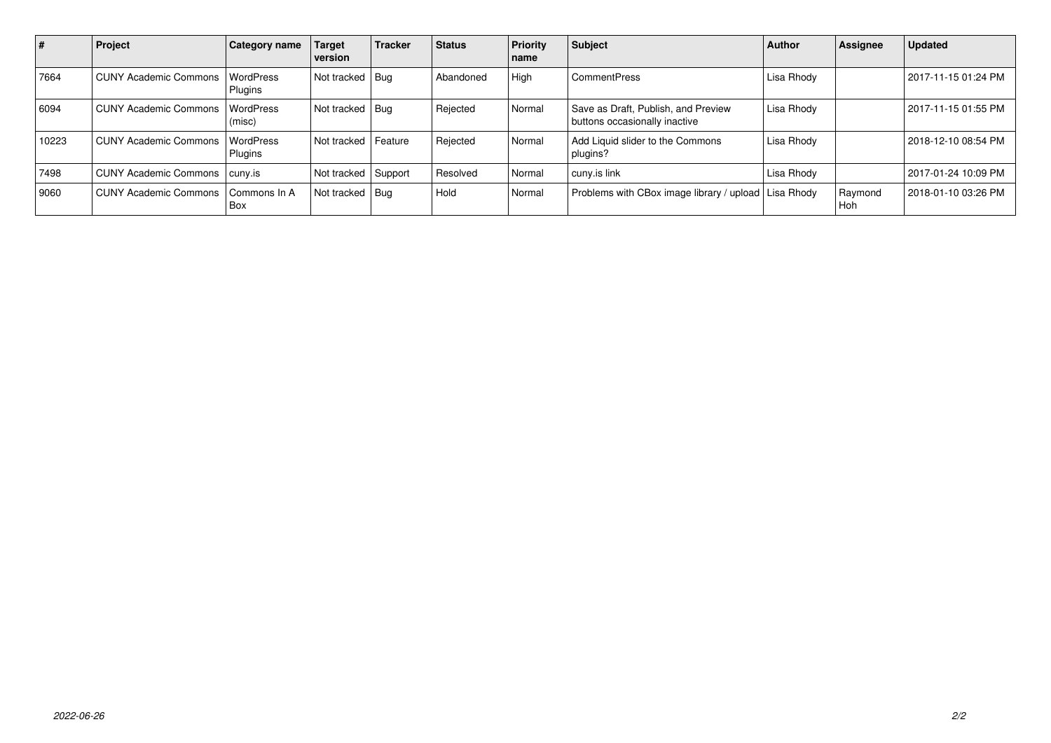| # | Project | Category name | Target version | Tracker | Status | Priority name | Subject | Author | Assignee | Updated |
|---|---|---|---|---|---|---|---|---|---|---|
| 7664 | CUNY Academic Commons | WordPress Plugins | Not tracked | Bug | Abandoned | High | CommentPress | Lisa Rhody | | 2017-11-15 01:24 PM |
| 6094 | CUNY Academic Commons | WordPress (misc) | Not tracked | Bug | Rejected | Normal | Save as Draft, Publish, and Preview buttons occasionally inactive | Lisa Rhody | | 2017-11-15 01:55 PM |
| 10223 | CUNY Academic Commons | WordPress Plugins | Not tracked | Feature | Rejected | Normal | Add Liquid slider to the Commons plugins? | Lisa Rhody | | 2018-12-10 08:54 PM |
| 7498 | CUNY Academic Commons | cuny.is | Not tracked | Support | Resolved | Normal | cuny.is link | Lisa Rhody | | 2017-01-24 10:09 PM |
| 9060 | CUNY Academic Commons | Commons In A Box | Not tracked | Bug | Hold | Normal | Problems with CBox image library / upload | Lisa Rhody | Raymond Hoh | 2018-01-10 03:26 PM |